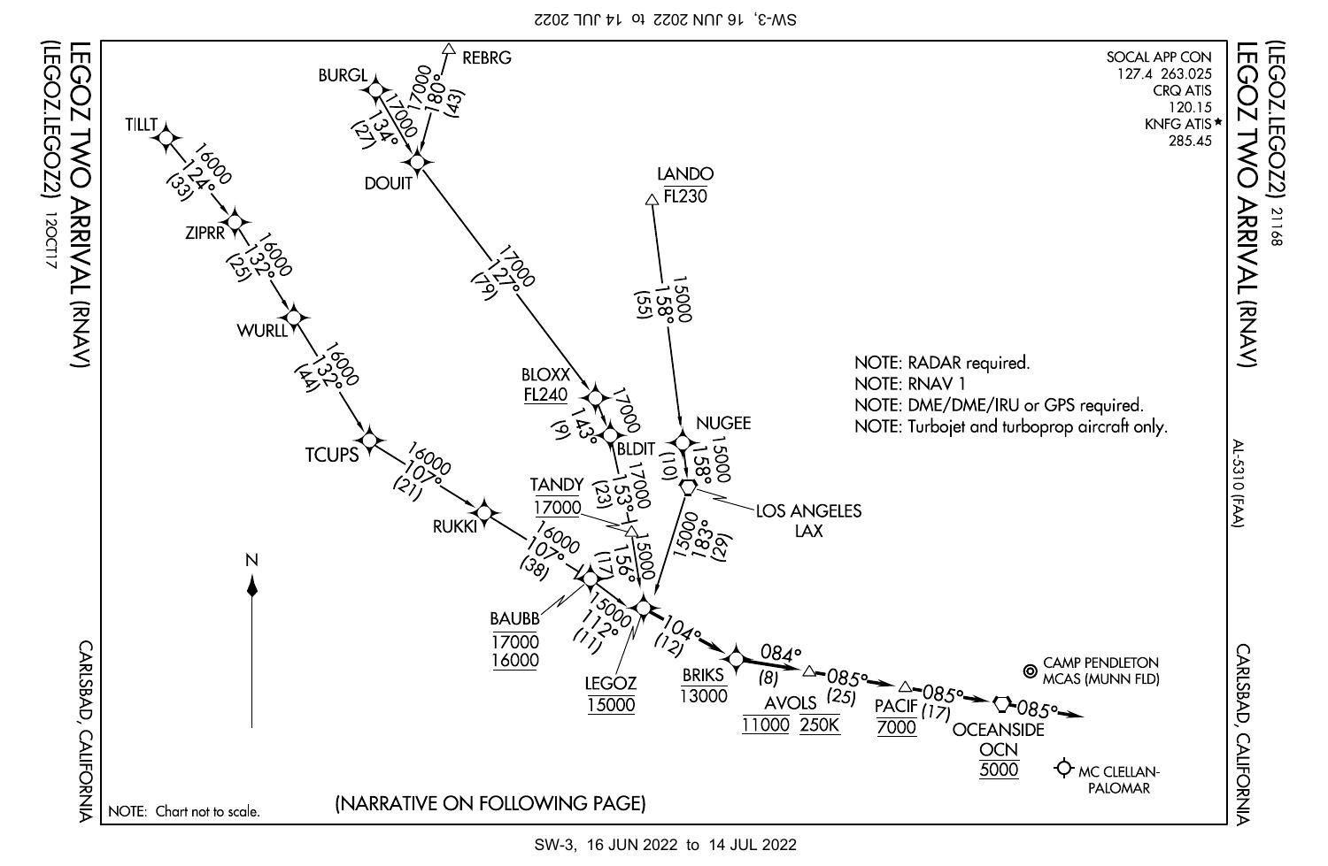# LEGOZ TWO ARRIVAL (RNAV)

## (LEGOZ.LEGOZ2)

12OCT17

21168

AL-5310 (FAA)

SOCAL APP CON
127.4 263.025

CRQ ATIS
120.15

KNFG ATIS★
285.45

NOTE: RADAR required.

NOTE: RNAV 1

NOTE: DME/DME/IRU or GPS required.

NOTE: Turbojet and turboprop aircraft only.

TILLT — 16000 124° (33) — ZIPRR — 16000 132° (25) — WURLL — 16000 132° (44) — TCUPS — 16000 107° (21) — RUKKI — 16000 107° (38) — BAUBB 17000/16000 — 15000 112° (11) — LEGOZ

REBRG — 17000 180° (43) — DOUIT

BURGL — 17000 134° (27) — DOUIT

DOUIT — 17000 127° (79) — BLOXX FL240 — 17000 143° (9) — BLDIT — 17000 153° (23) — TANDY 17000 — 15000 156° (17) — LEGOZ

LANDO FL230 — 15000 158° (55) — NUGEE — 15000 158° (10) — LOS ANGELES LAX — 15000 183° (29) — LEGOZ

LEGOZ 15000 — 104° (12) — BRIKS 13000 — 084° (8) — AVOLS 11000 250K — 085° (25) — PACIF 7000 — 085° (17) — OCEANSIDE OCN 5000 — 085°

CAMP PENDLETON MCAS (MUNN FLD)

MC CLELLAN-PALOMAR

NOTE: Chart not to scale.

(NARRATIVE ON FOLLOWING PAGE)

CARLSBAD, CALIFORNIA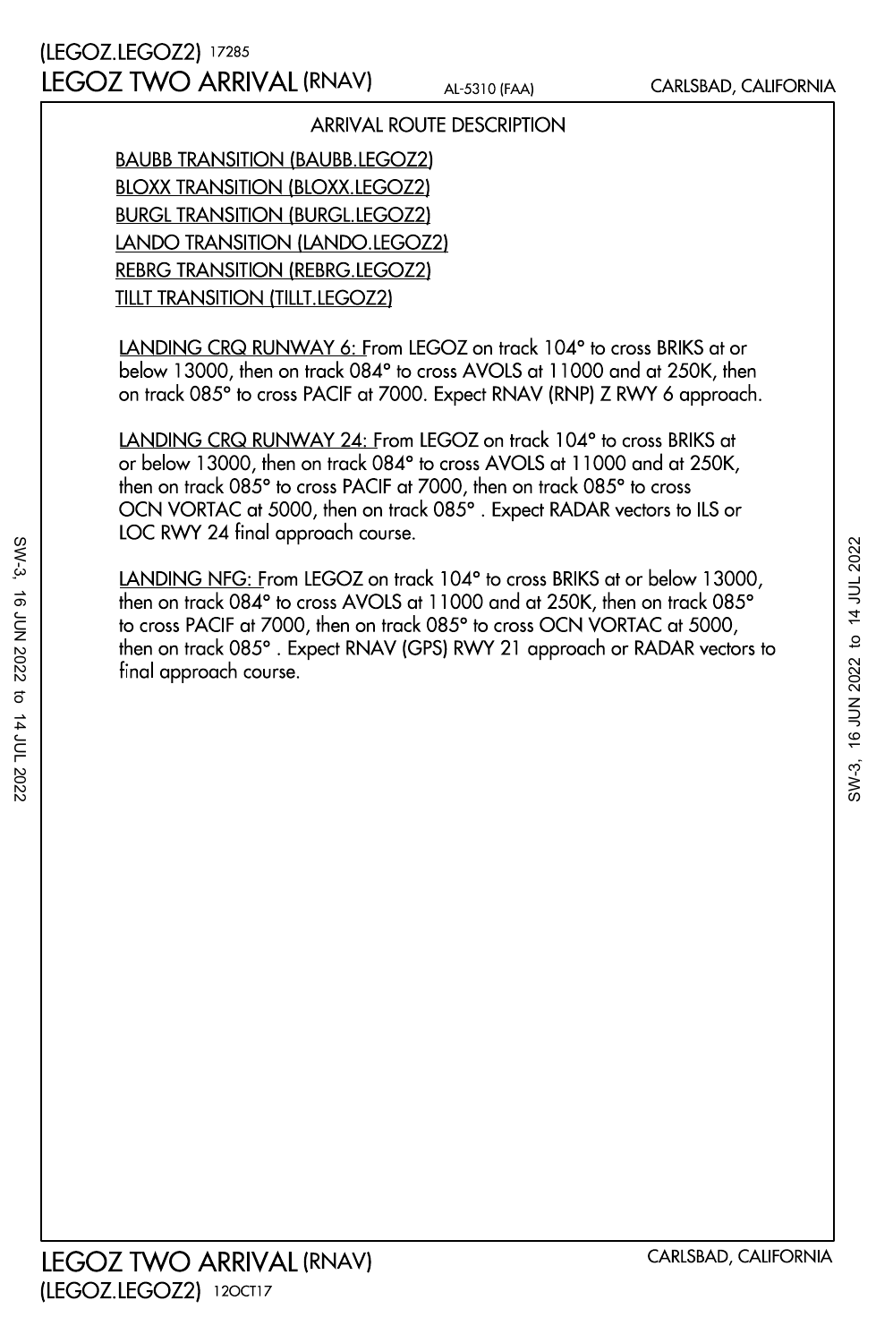# (LEGOZ.LEGOZ2) 17285
# LEGOZ TWO ARRIVAL (RNAV)

AL-5310 (FAA)

CARLSBAD, CALIFORNIA

## ARRIVAL ROUTE DESCRIPTION

BAUBB TRANSITION (BAUBB.LEGOZ2)
BLOXX TRANSITION (BLOXX.LEGOZ2)
BURGL TRANSITION (BURGL.LEGOZ2)
LANDO TRANSITION (LANDO.LEGOZ2)
REBRG TRANSITION (REBRG.LEGOZ2)
TILLT TRANSITION (TILLT.LEGOZ2)

LANDING CRQ RUNWAY 6: From LEGOZ on track 104° to cross BRIKS at or below 13000, then on track 084° to cross AVOLS at 11000 and at 250K, then on track 085° to cross PACIF at 7000. Expect RNAV (RNP) Z RWY 6 approach.

LANDING CRQ RUNWAY 24: From LEGOZ on track 104° to cross BRIKS at or below 13000, then on track 084° to cross AVOLS at 11000 and at 250K, then on track 085° to cross PACIF at 7000, then on track 085° to cross OCN VORTAC at 5000, then on track 085° . Expect RADAR vectors to ILS or LOC RWY 24 final approach course.

LANDING NFG: From LEGOZ on track 104° to cross BRIKS at or below 13000, then on track 084° to cross AVOLS at 11000 and at 250K, then on track 085° to cross PACIF at 7000, then on track 085° to cross OCN VORTAC at 5000, then on track 085° . Expect RNAV (GPS) RWY 21 approach or RADAR vectors to final approach course.

LEGOZ TWO ARRIVAL (RNAV)
(LEGOZ.LEGOZ2) 12OCT17

CARLSBAD, CALIFORNIA